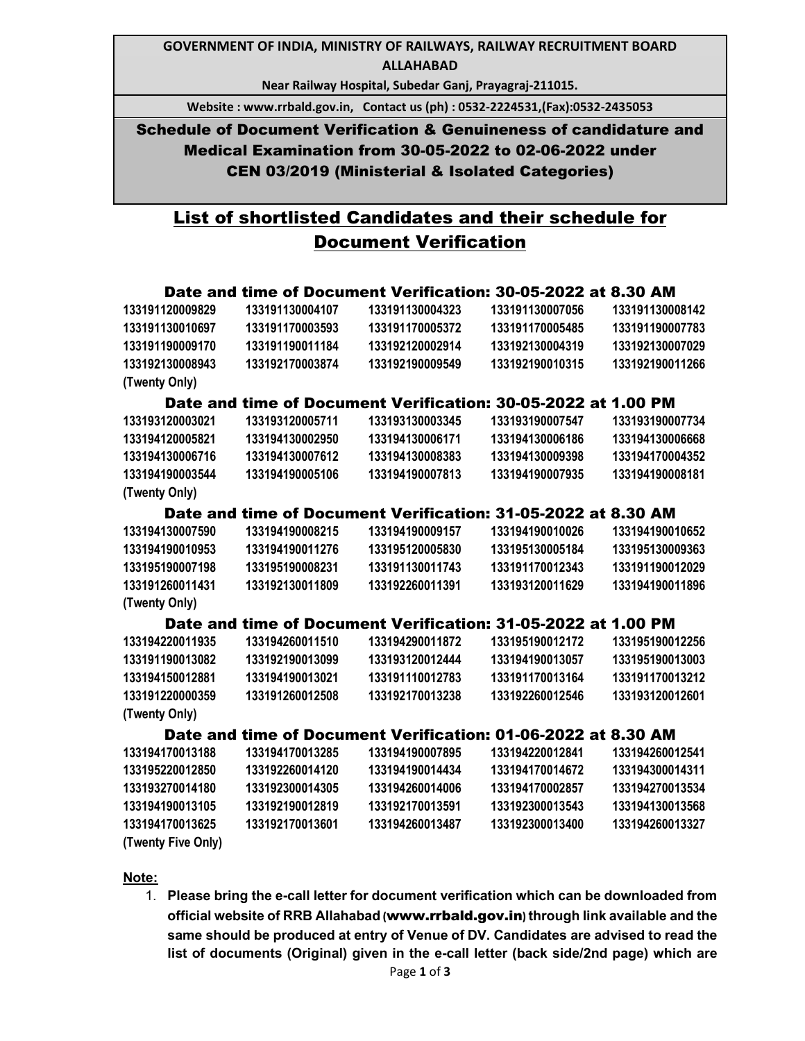**GOVERNMENT OF INDIA, MINISTRY OF RAILWAYS, RAILWAY RECRUITMENT BOARD ALLAHABAD**

**Near Railway Hospital, Subedar Ganj, Prayagraj-211015.**

**Website : www.rrbald.gov.in, Contact us (ph) : 0532-2224531,(Fax):0532-2435053**

# Schedule of Document Verification & Genuineness of candidature and Medical Examination from 30-05-2022 to 02-06-2022 under CEN 03/2019 (Ministerial & Isolated Categories)

## List of shortlisted Candidates and their schedule for Document Verification

### Date and time of Document Verification: 30-05-2022 at 8.30 AM

| | | | | |
|---|---|---|---|---|
| 133191120009829 | 133191130004107 | 133191130004323 | 133191130007056 | 133191130008142 |
| 133191130010697 | 133191170003593 | 133191170005372 | 133191170005485 | 133191190007783 |
| 133191190009170 | 133191190011184 | 133192120002914 | 133192130004319 | 133192130007029 |
| 133192130008943 | 133192170003874 | 133192190009549 | 133192190010315 | 133192190011266 |

**(Twenty Only)**

### Date and time of Document Verification: 30-05-2022 at 1.00 PM

| | | | | |
|---|---|---|---|---|
| 133193120003021 | 133193120005711 | 133193130003345 | 133193190007547 | 133193190007734 |
| 133194120005821 | 133194130002950 | 133194130006171 | 133194130006186 | 133194130006668 |
| 133194130006716 | 133194130007612 | 133194130008383 | 133194130009398 | 133194170004352 |
| 133194190003544 | 133194190005106 | 133194190007813 | 133194190007935 | 133194190008181 |

**(Twenty Only)**

### Date and time of Document Verification: 31-05-2022 at 8.30 AM

| | | | | |
|---|---|---|---|---|
| 133194130007590 | 133194190008215 | 133194190009157 | 133194190010026 | 133194190010652 |
| 133194190010953 | 133194190011276 | 133195120005830 | 133195130005184 | 133195130009363 |
| 133195190007198 | 133195190008231 | 133191130011743 | 133191170012343 | 133191190012029 |
| 133191260011431 | 133192130011809 | 133192260011391 | 133193120011629 | 133194190011896 |

**(Twenty Only)**

### Date and time of Document Verification: 31-05-2022 at 1.00 PM

| | | | | |
|---|---|---|---|---|
| 133194220011935 | 133194260011510 | 133194290011872 | 133195190012172 | 133195190012256 |
| 133191190013082 | 133192190013099 | 133193120012444 | 133194190013057 | 133195190013003 |
| 133194150012881 | 133194190013021 | 133191110012783 | 133191170013164 | 133191170013212 |
| 133191220000359 | 133191260012508 | 133192170013238 | 133192260012546 | 133193120012601 |

**(Twenty Only)**

### Date and time of Document Verification: 01-06-2022 at 8.30 AM

| | | | | |
|---|---|---|---|---|
| 133194170013188 | 133194170013285 | 133194190007895 | 133194220012841 | 133194260012541 |
| 133195220012850 | 133192260014120 | 133194190014434 | 133194170014672 | 133194300014311 |
| 133193270014180 | 133192300014305 | 133194260014006 | 133194170002857 | 133194270013534 |
| 133194190013105 | 133192190012819 | 133192170013591 | 133192300013543 | 133194130013568 |
| 133194170013625 | 133192170013601 | 133194260013487 | 133192300013400 | 133194260013327 |

**(Twenty Five Only)**

**Note:**

1. **Please bring the e-call letter for document verification which can be downloaded from official website of RRB Allahabad (www.rrbald.gov.in) through link available and the same should be produced at entry of Venue of DV. Candidates are advised to read the list of documents (Original) given in the e-call letter (back side/2nd page) which are**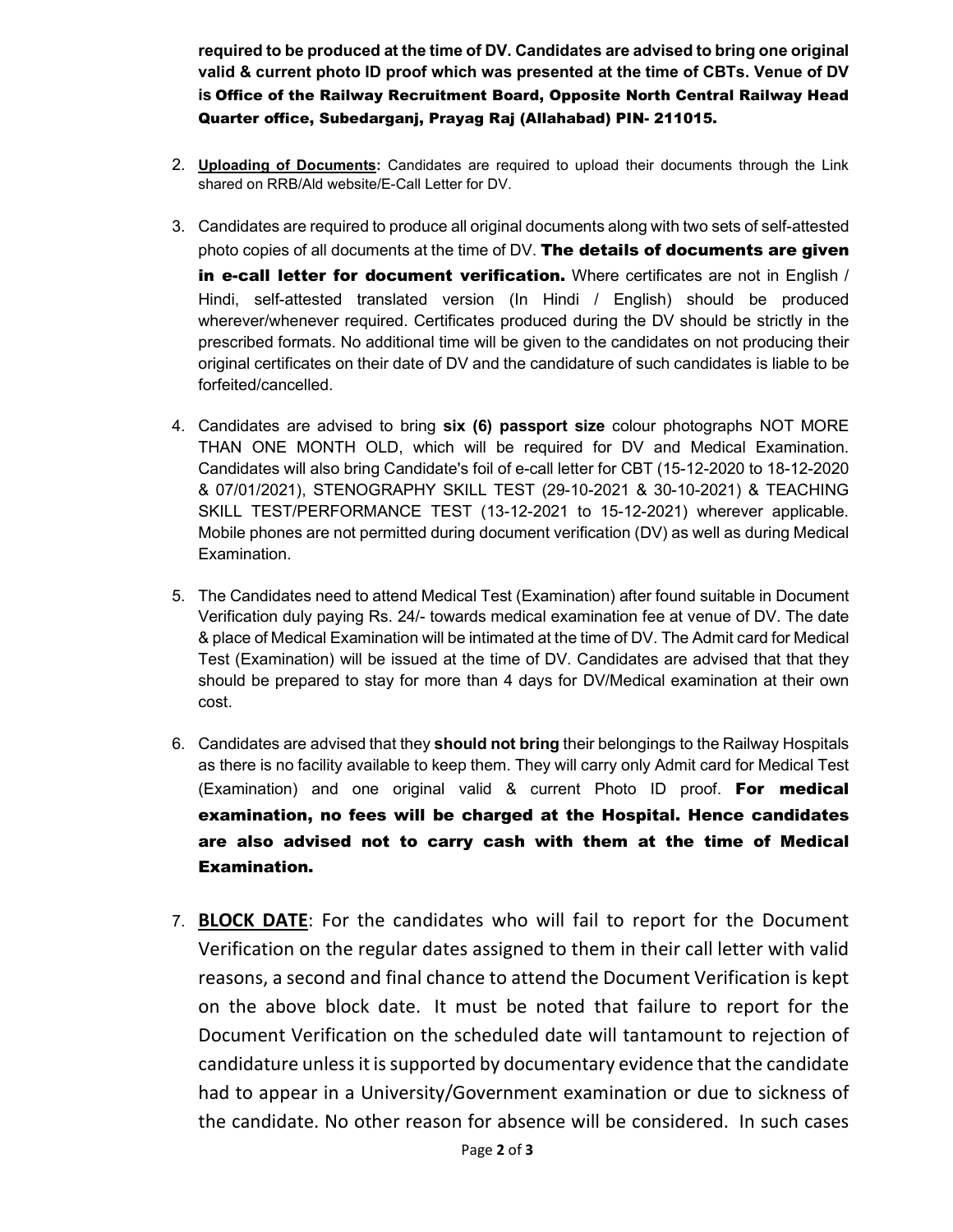**required to be produced at the time of DV. Candidates are advised to bring one original valid & current photo ID proof which was presented at the time of CBTs. Venue of DV is Office of the Railway Recruitment Board, Opposite North Central Railway Head Quarter office, Subedarganj, Prayag Raj (Allahabad) PIN- 211015.**

2. **Uploading of Documents:** Candidates are required to upload their documents through the Link shared on RRB/Ald website/E-Call Letter for DV.

3. Candidates are required to produce all original documents along with two sets of self-attested photo copies of all documents at the time of DV. **The details of documents are given in e-call letter for document verification.** Where certificates are not in English / Hindi, self-attested translated version (In Hindi / English) should be produced wherever/whenever required. Certificates produced during the DV should be strictly in the prescribed formats. No additional time will be given to the candidates on not producing their original certificates on their date of DV and the candidature of such candidates is liable to be forfeited/cancelled.

4. Candidates are advised to bring **six (6) passport size** colour photographs NOT MORE THAN ONE MONTH OLD, which will be required for DV and Medical Examination. Candidates will also bring Candidate's foil of e-call letter for CBT (15-12-2020 to 18-12-2020 & 07/01/2021), STENOGRAPHY SKILL TEST (29-10-2021 & 30-10-2021) & TEACHING SKILL TEST/PERFORMANCE TEST (13-12-2021 to 15-12-2021) wherever applicable. Mobile phones are not permitted during document verification (DV) as well as during Medical Examination.

5. The Candidates need to attend Medical Test (Examination) after found suitable in Document Verification duly paying Rs. 24/- towards medical examination fee at venue of DV. The date & place of Medical Examination will be intimated at the time of DV. The Admit card for Medical Test (Examination) will be issued at the time of DV. Candidates are advised that that they should be prepared to stay for more than 4 days for DV/Medical examination at their own cost.

6. Candidates are advised that they **should not bring** their belongings to the Railway Hospitals as there is no facility available to keep them. They will carry only Admit card for Medical Test (Examination) and one original valid & current Photo ID proof. **For medical examination, no fees will be charged at the Hospital. Hence candidates are also advised not to carry cash with them at the time of Medical Examination.**

7. **BLOCK DATE**: For the candidates who will fail to report for the Document Verification on the regular dates assigned to them in their call letter with valid reasons, a second and final chance to attend the Document Verification is kept on the above block date. It must be noted that failure to report for the Document Verification on the scheduled date will tantamount to rejection of candidature unless it is supported by documentary evidence that the candidate had to appear in a University/Government examination or due to sickness of the candidate. No other reason for absence will be considered. In such cases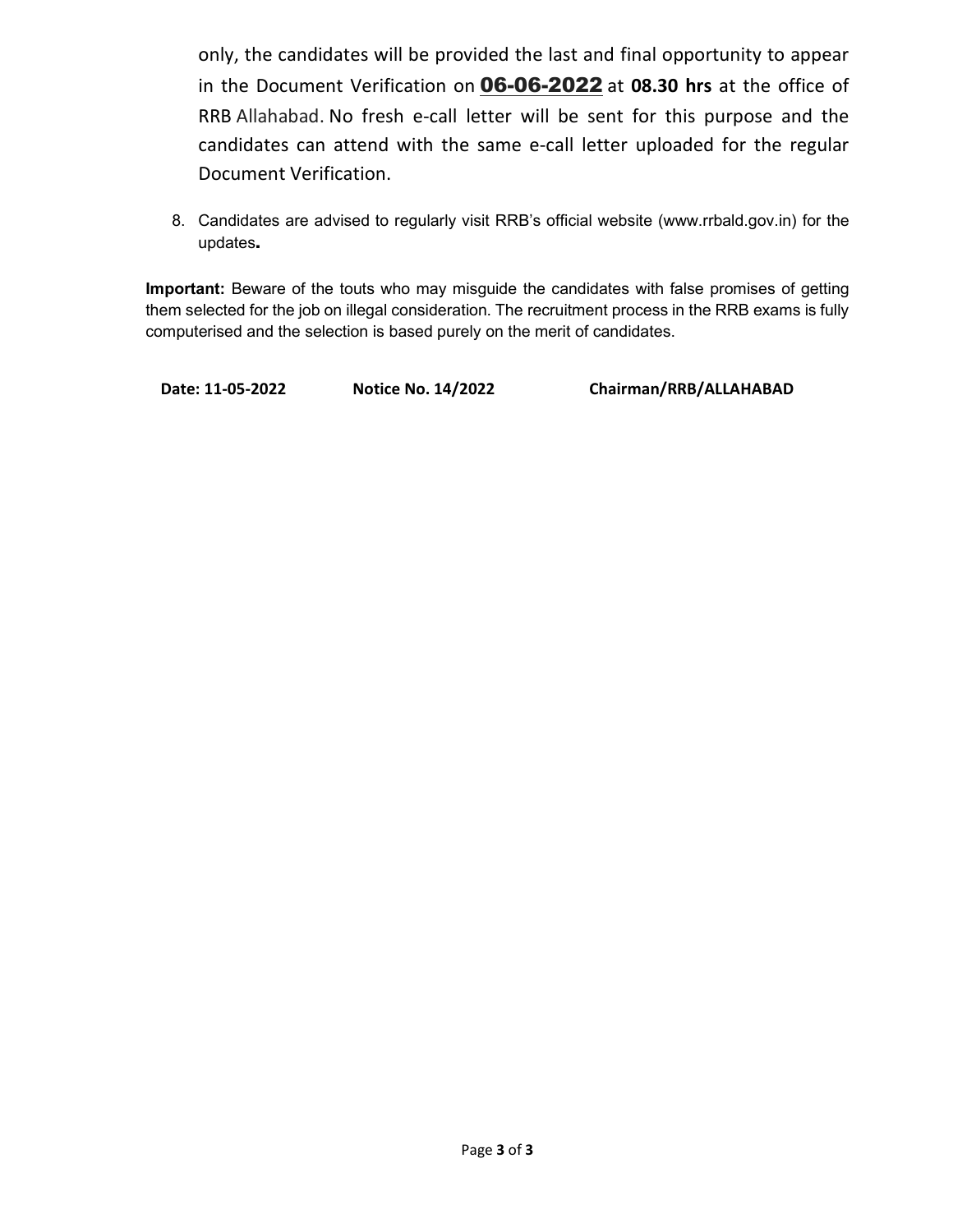only, the candidates will be provided the last and final opportunity to appear in the Document Verification on **06-06-2022** at **08.30 hrs** at the office of RRB Allahabad. No fresh e-call letter will be sent for this purpose and the candidates can attend with the same e-call letter uploaded for the regular Document Verification.

8. Candidates are advised to regularly visit RRB's official website (www.rrbald.gov.in) for the updates**.**

**Important:** Beware of the touts who may misguide the candidates with false promises of getting them selected for the job on illegal consideration. The recruitment process in the RRB exams is fully computerised and the selection is based purely on the merit of candidates.

**Date: 11-05-2022** **Notice No. 14/2022** **Chairman/RRB/ALLAHABAD**